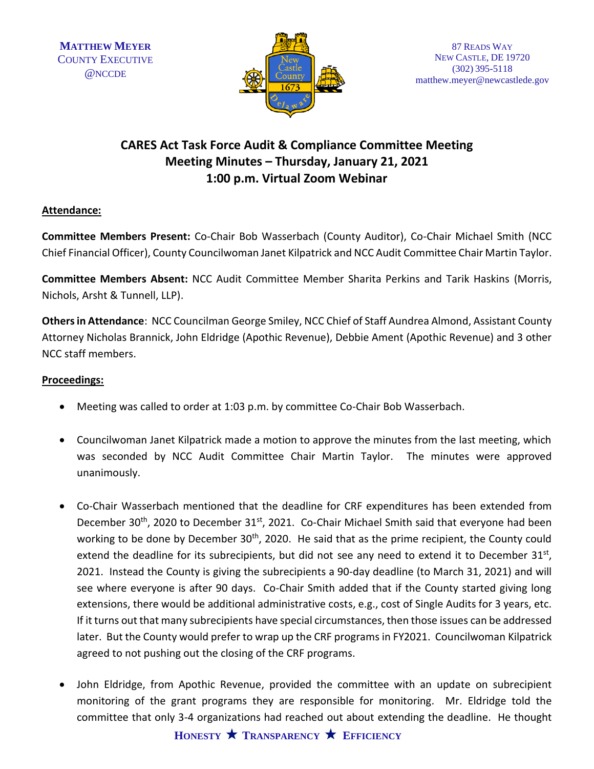MATTHEW MEYER
COUNTY EXECUTIVE
@NCCDE

87 READS WAY
NEW CASTLE, DE 19720
(302) 395-5118
matthew.meyer@newcastlede.gov

# CARES Act Task Force Audit & Compliance Committee Meeting
## Meeting Minutes – Thursday, January 21, 2021
## 1:00 p.m. Virtual Zoom Webinar

**Attendance:**

**Committee Members Present:** Co-Chair Bob Wasserbach (County Auditor), Co-Chair Michael Smith (NCC Chief Financial Officer), County Councilwoman Janet Kilpatrick and NCC Audit Committee Chair Martin Taylor.

**Committee Members Absent:** NCC Audit Committee Member Sharita Perkins and Tarik Haskins (Morris, Nichols, Arsht & Tunnell, LLP).

**Others in Attendance**: NCC Councilman George Smiley, NCC Chief of Staff Aundrea Almond, Assistant County Attorney Nicholas Brannick, John Eldridge (Apothic Revenue), Debbie Ament (Apothic Revenue) and 3 other NCC staff members.

**Proceedings:**

- Meeting was called to order at 1:03 p.m. by committee Co-Chair Bob Wasserbach.
- Councilwoman Janet Kilpatrick made a motion to approve the minutes from the last meeting, which was seconded by NCC Audit Committee Chair Martin Taylor. The minutes were approved unanimously.
- Co-Chair Wasserbach mentioned that the deadline for CRF expenditures has been extended from December 30th, 2020 to December 31st, 2021. Co-Chair Michael Smith said that everyone had been working to be done by December 30th, 2020. He said that as the prime recipient, the County could extend the deadline for its subrecipients, but did not see any need to extend it to December 31st, 2021. Instead the County is giving the subrecipients a 90-day deadline (to March 31, 2021) and will see where everyone is after 90 days. Co-Chair Smith added that if the County started giving long extensions, there would be additional administrative costs, e.g., cost of Single Audits for 3 years, etc. If it turns out that many subrecipients have special circumstances, then those issues can be addressed later. But the County would prefer to wrap up the CRF programs in FY2021. Councilwoman Kilpatrick agreed to not pushing out the closing of the CRF programs.
- John Eldridge, from Apothic Revenue, provided the committee with an update on subrecipient monitoring of the grant programs they are responsible for monitoring. Mr. Eldridge told the committee that only 3-4 organizations had reached out about extending the deadline. He thought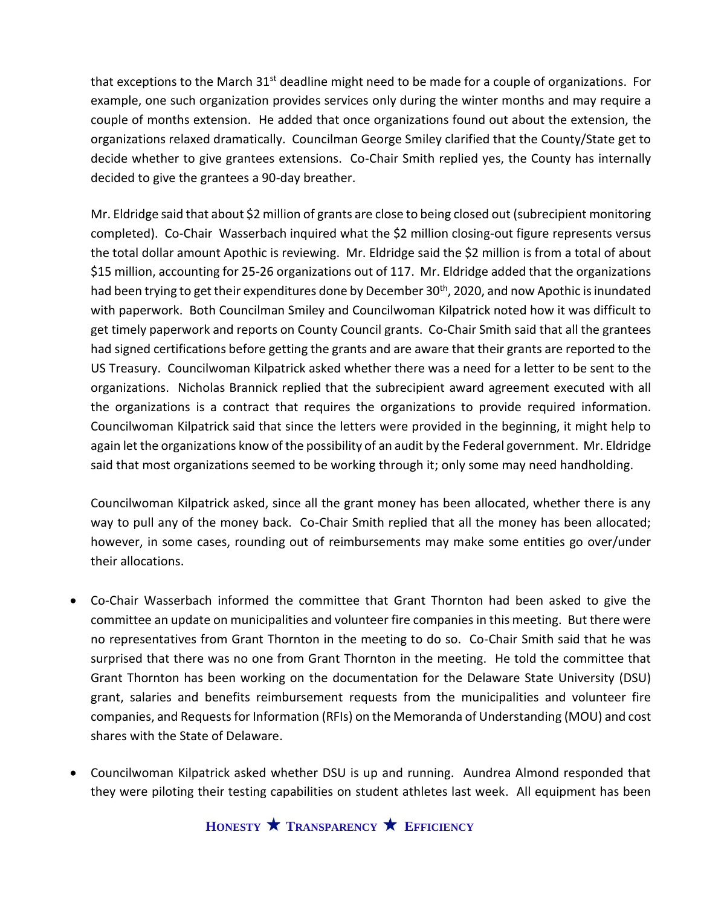that exceptions to the March 31st deadline might need to be made for a couple of organizations. For example, one such organization provides services only during the winter months and may require a couple of months extension. He added that once organizations found out about the extension, the organizations relaxed dramatically. Councilman George Smiley clarified that the County/State get to decide whether to give grantees extensions. Co-Chair Smith replied yes, the County has internally decided to give the grantees a 90-day breather.

Mr. Eldridge said that about $2 million of grants are close to being closed out (subrecipient monitoring completed). Co-Chair Wasserbach inquired what the $2 million closing-out figure represents versus the total dollar amount Apothic is reviewing. Mr. Eldridge said the $2 million is from a total of about $15 million, accounting for 25-26 organizations out of 117. Mr. Eldridge added that the organizations had been trying to get their expenditures done by December 30th, 2020, and now Apothic is inundated with paperwork. Both Councilman Smiley and Councilwoman Kilpatrick noted how it was difficult to get timely paperwork and reports on County Council grants. Co-Chair Smith said that all the grantees had signed certifications before getting the grants and are aware that their grants are reported to the US Treasury. Councilwoman Kilpatrick asked whether there was a need for a letter to be sent to the organizations. Nicholas Brannick replied that the subrecipient award agreement executed with all the organizations is a contract that requires the organizations to provide required information. Councilwoman Kilpatrick said that since the letters were provided in the beginning, it might help to again let the organizations know of the possibility of an audit by the Federal government. Mr. Eldridge said that most organizations seemed to be working through it; only some may need handholding.

Councilwoman Kilpatrick asked, since all the grant money has been allocated, whether there is any way to pull any of the money back. Co-Chair Smith replied that all the money has been allocated; however, in some cases, rounding out of reimbursements may make some entities go over/under their allocations.

- Co-Chair Wasserbach informed the committee that Grant Thornton had been asked to give the committee an update on municipalities and volunteer fire companies in this meeting. But there were no representatives from Grant Thornton in the meeting to do so. Co-Chair Smith said that he was surprised that there was no one from Grant Thornton in the meeting. He told the committee that Grant Thornton has been working on the documentation for the Delaware State University (DSU) grant, salaries and benefits reimbursement requests from the municipalities and volunteer fire companies, and Requests for Information (RFIs) on the Memoranda of Understanding (MOU) and cost shares with the State of Delaware.

- Councilwoman Kilpatrick asked whether DSU is up and running. Aundrea Almond responded that they were piloting their testing capabilities on student athletes last week. All equipment has been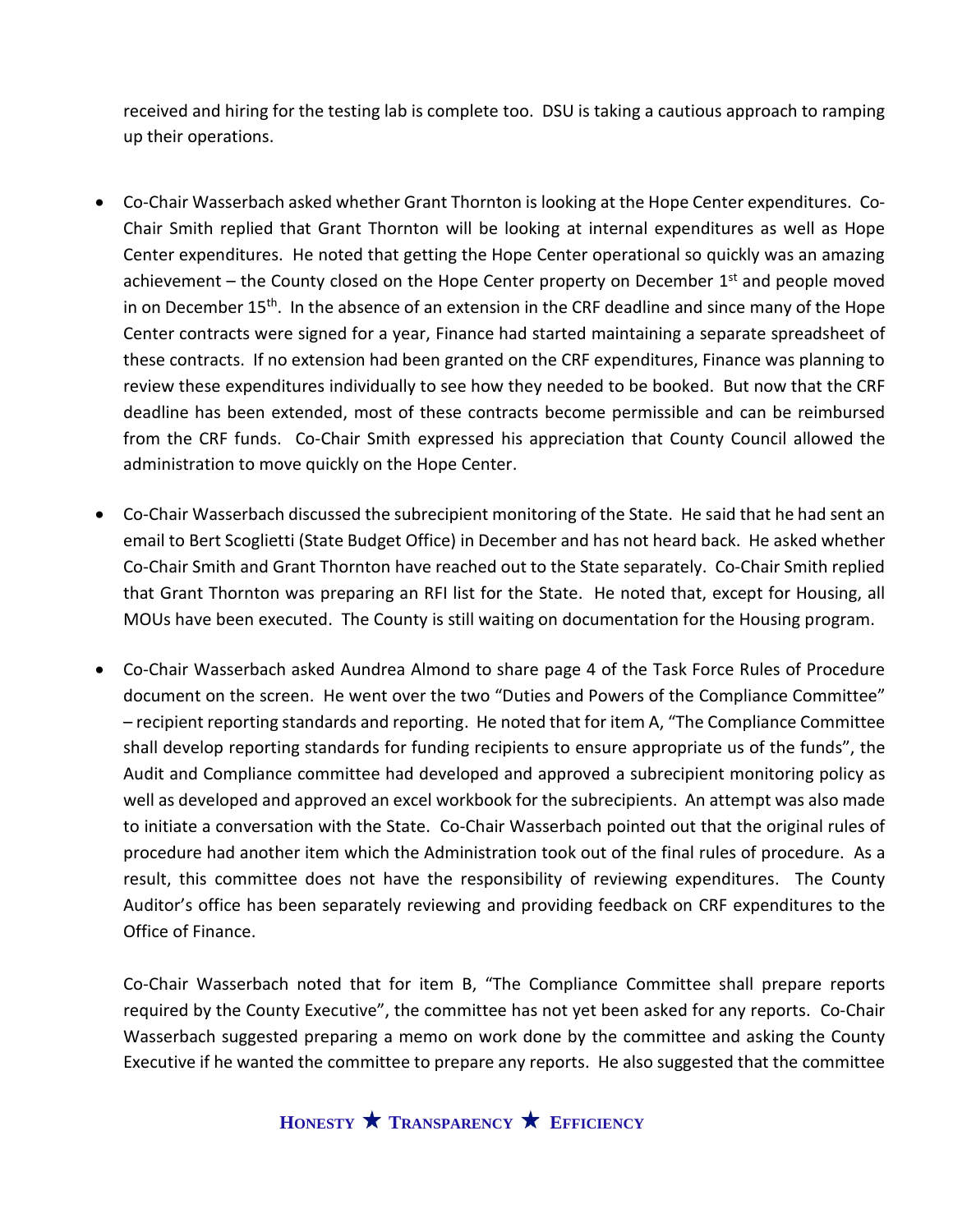received and hiring for the testing lab is complete too. DSU is taking a cautious approach to ramping up their operations.

- Co-Chair Wasserbach asked whether Grant Thornton is looking at the Hope Center expenditures. Co-Chair Smith replied that Grant Thornton will be looking at internal expenditures as well as Hope Center expenditures. He noted that getting the Hope Center operational so quickly was an amazing achievement – the County closed on the Hope Center property on December 1st and people moved in on December 15th. In the absence of an extension in the CRF deadline and since many of the Hope Center contracts were signed for a year, Finance had started maintaining a separate spreadsheet of these contracts. If no extension had been granted on the CRF expenditures, Finance was planning to review these expenditures individually to see how they needed to be booked. But now that the CRF deadline has been extended, most of these contracts become permissible and can be reimbursed from the CRF funds. Co-Chair Smith expressed his appreciation that County Council allowed the administration to move quickly on the Hope Center.

- Co-Chair Wasserbach discussed the subrecipient monitoring of the State. He said that he had sent an email to Bert Scoglietti (State Budget Office) in December and has not heard back. He asked whether Co-Chair Smith and Grant Thornton have reached out to the State separately. Co-Chair Smith replied that Grant Thornton was preparing an RFI list for the State. He noted that, except for Housing, all MOUs have been executed. The County is still waiting on documentation for the Housing program.

- Co-Chair Wasserbach asked Aundrea Almond to share page 4 of the Task Force Rules of Procedure document on the screen. He went over the two "Duties and Powers of the Compliance Committee" – recipient reporting standards and reporting. He noted that for item A, "The Compliance Committee shall develop reporting standards for funding recipients to ensure appropriate us of the funds", the Audit and Compliance committee had developed and approved a subrecipient monitoring policy as well as developed and approved an excel workbook for the subrecipients. An attempt was also made to initiate a conversation with the State. Co-Chair Wasserbach pointed out that the original rules of procedure had another item which the Administration took out of the final rules of procedure. As a result, this committee does not have the responsibility of reviewing expenditures. The County Auditor's office has been separately reviewing and providing feedback on CRF expenditures to the Office of Finance.

  Co-Chair Wasserbach noted that for item B, "The Compliance Committee shall prepare reports required by the County Executive", the committee has not yet been asked for any reports. Co-Chair Wasserbach suggested preparing a memo on work done by the committee and asking the County Executive if he wanted the committee to prepare any reports. He also suggested that the committee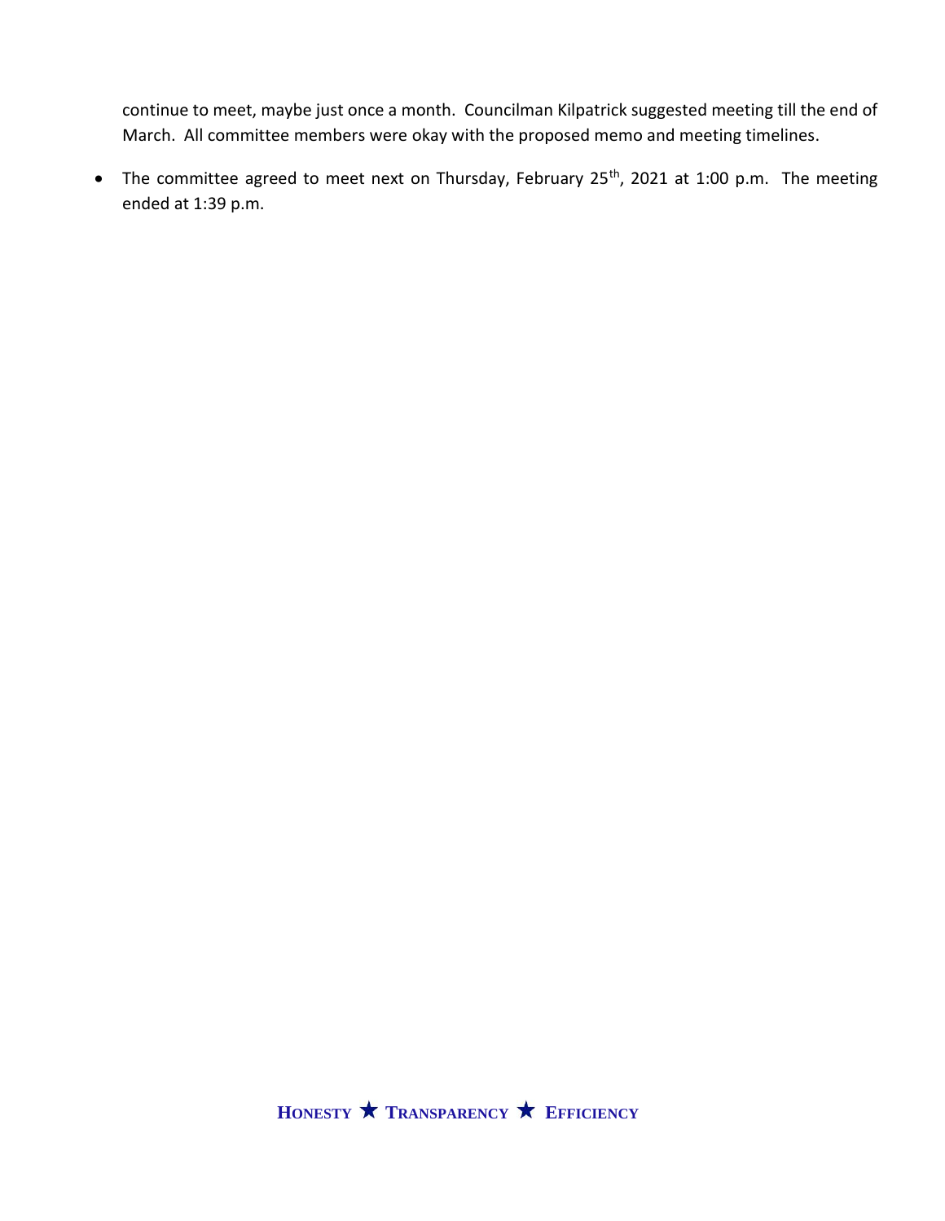continue to meet, maybe just once a month. Councilman Kilpatrick suggested meeting till the end of March. All committee members were okay with the proposed memo and meeting timelines.

- The committee agreed to meet next on Thursday, February 25th, 2021 at 1:00 p.m. The meeting ended at 1:39 p.m.